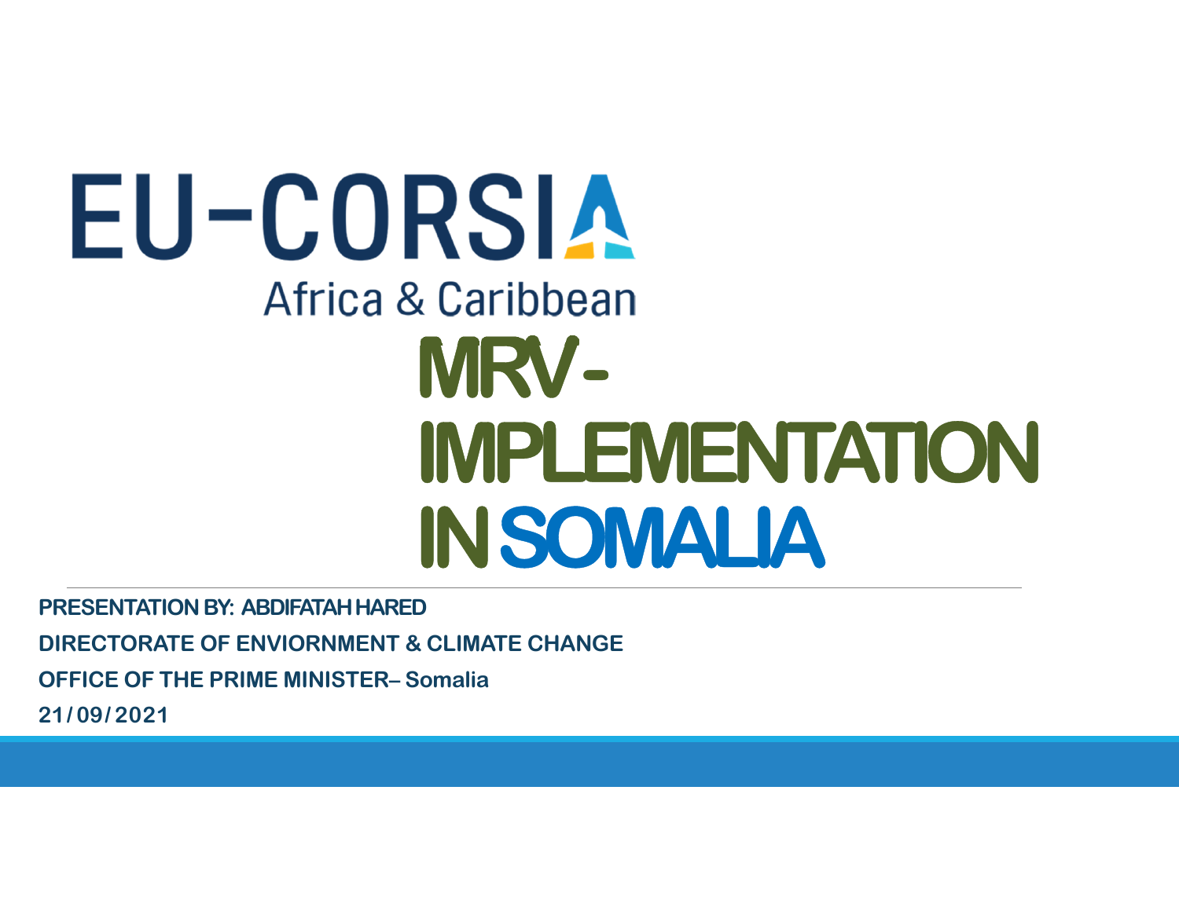EU-CORSIA

Africa & Caribbean

# MRV - IMPLEMENTATION IN SOMALIA

**PRESENTATION BY: ABDIFATAH HARED**

**DIRECTORATE OF ENVIORNMENT & CLIMATE CHANGE**

**OFFICE OF THE PRIME MINISTER– Somalia**

**21/09/2021**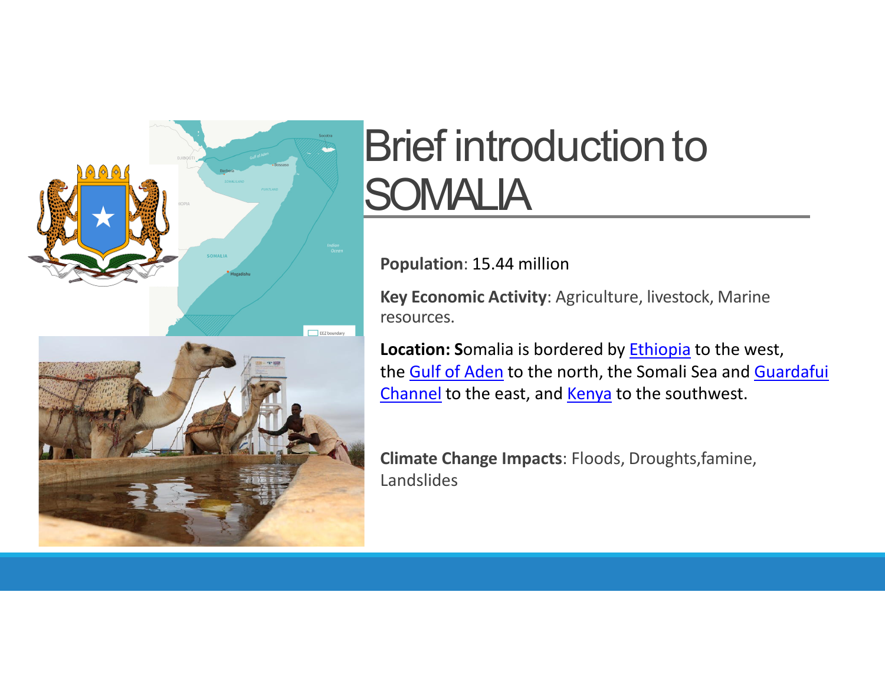# Brief introduction to SOMALIA

**Population**: 15.44 million

**Key Economic Activity**: Agriculture, livestock, Marine resources.

**Location: S**omalia is bordered by Ethiopia to the west, the Gulf of Aden to the north, the Somali Sea and Guardafui Channel to the east, and Kenya to the southwest.

**Climate Change Impacts**: Floods, Droughts,famine, Landslides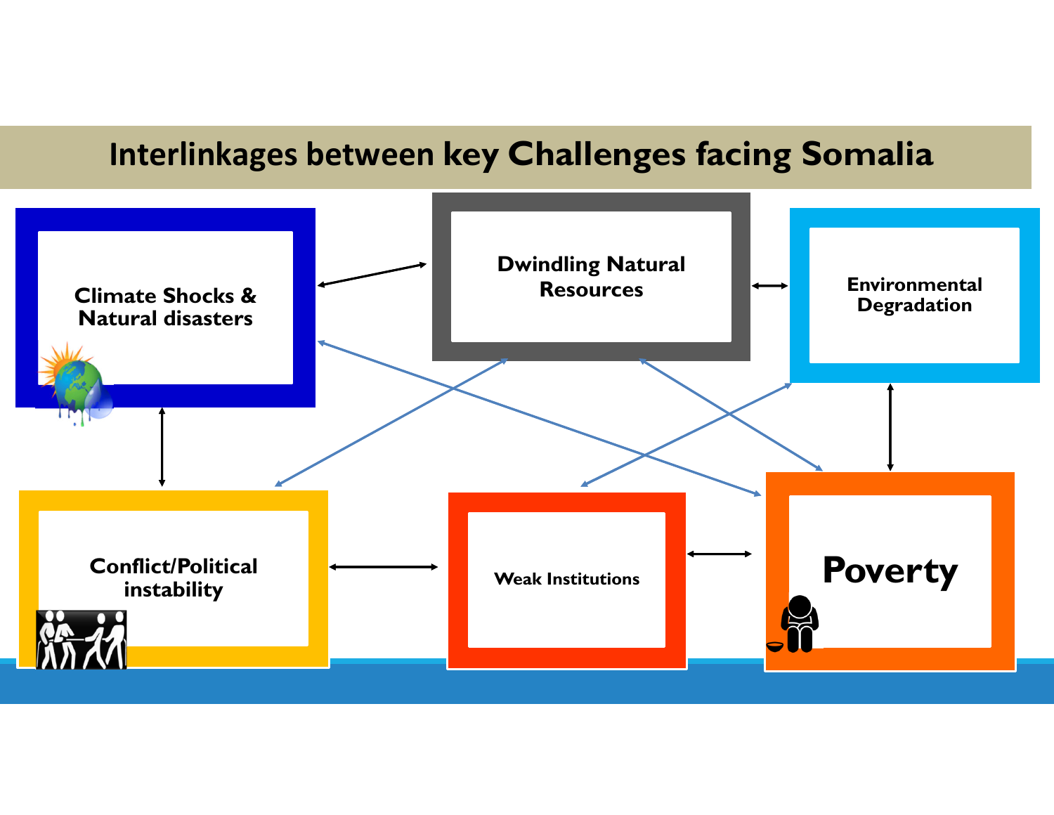# Interlinkages between key Challenges facing Somalia

Climate Shocks & Natural disasters

Dwindling Natural Resources

Environmental Degradation

Conflict/Political instability

Weak Institutions

Poverty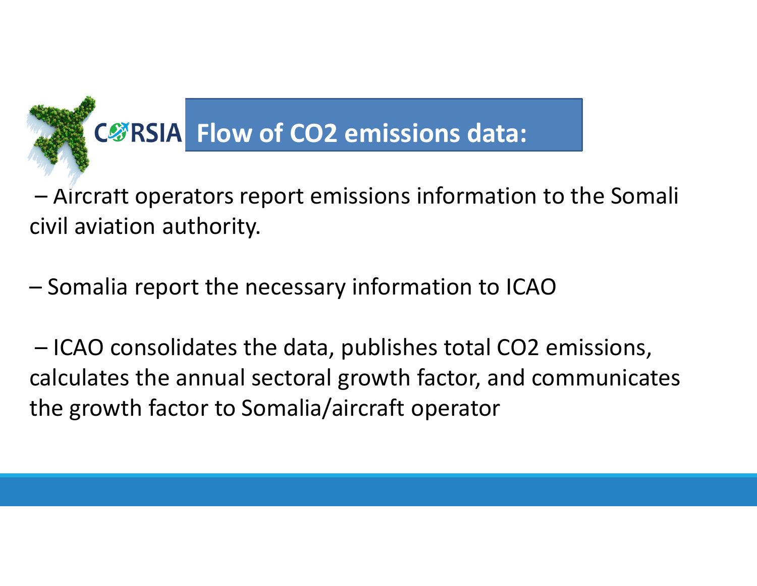# CORSIA Flow of $CO_2$ emissions data:

– Aircraft operators report emissions information to the Somali civil aviation authority.

– Somalia report the necessary information to ICAO

– ICAO consolidates the data, publishes total $CO_2$ emissions, calculates the annual sectoral growth factor, and communicates the growth factor to Somalia/aircraft operator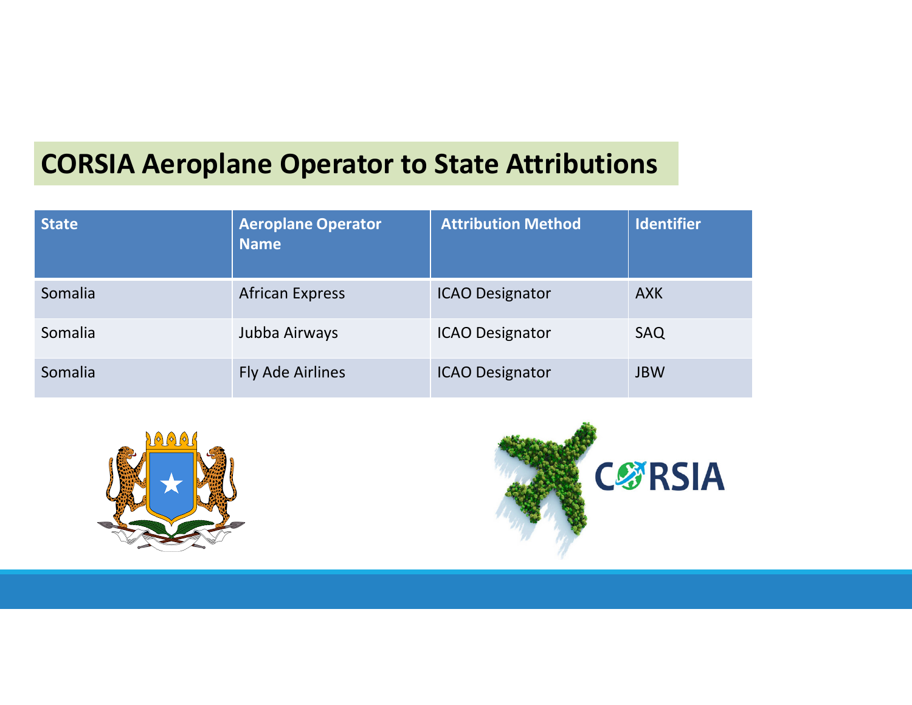# CORSIA Aeroplane Operator to State Attributions

| State | Aeroplane Operator Name | Attribution Method | Identifier |
|---|---|---|---|
| Somalia | African Express | ICAO Designator | AXK |
| Somalia | Jubba Airways | ICAO Designator | SAQ |
| Somalia | Fly Ade Airlines | ICAO Designator | JBW |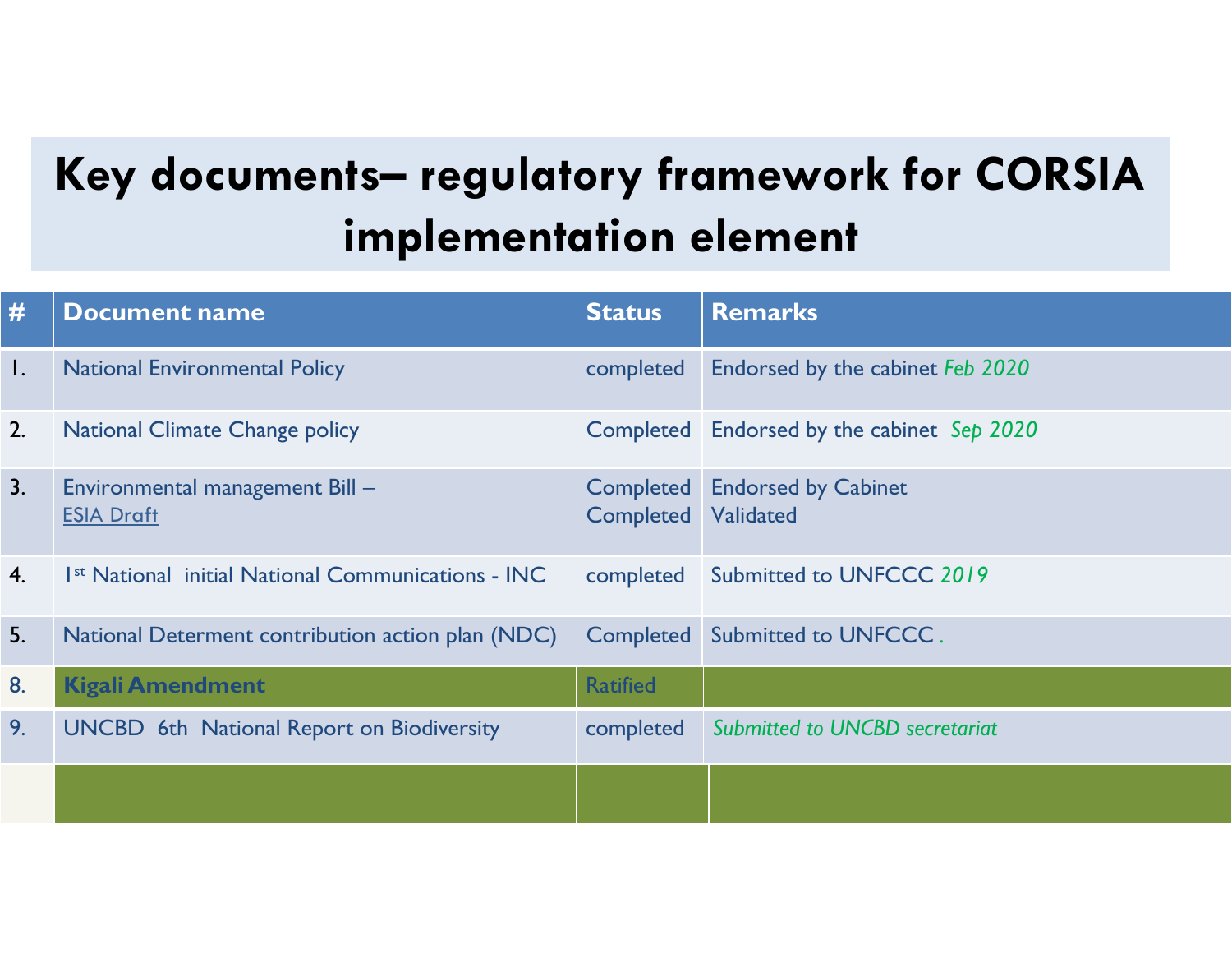# Key documents– regulatory framework for CORSIA implementation element

| # | Document name | Status | Remarks |
|---|---|---|---|
| 1. | National Environmental Policy | completed | Endorsed by the cabinet *Feb 2020* |
| 2. | National Climate Change policy | Completed | Endorsed by the cabinet *Sep 2020* |
| 3. | Environmental management Bill – ESIA Draft | Completed Completed | Endorsed by Cabinet Validated |
| 4. | 1st National initial National Communications - INC | completed | Submitted to UNFCCC *2019* |
| 5. | National Determent contribution action plan (NDC) | Completed | Submitted to UNFCCC . |
| 8. | **Kigali Amendment** | Ratified | |
| 9. | UNCBD 6th National Report on Biodiversity | completed | *Submitted to UNCBD secretariat* |
| | | | |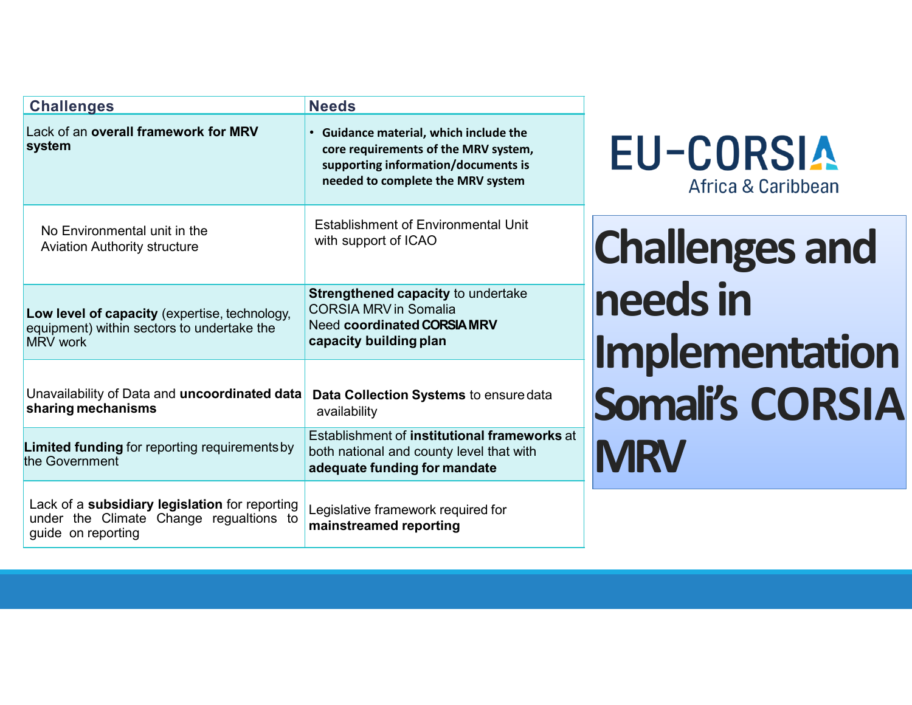# Challenges and needs in Implementation Somali's CORSIA MRV

EU-CORSIA Africa & Caribbean

| Challenges | Needs |
|---|---|
| Lack of an **overall framework for MRV system** | • **Guidance material, which include the core requirements of the MRV system, supporting information/documents is needed to complete the MRV system** |
| No Environmental unit in the Aviation Authority structure | Establishment of Environmental Unit with support of ICAO |
| **Low level of capacity** (expertise, technology, equipment) within sectors to undertake the MRV work | **Strengthened capacity** to undertake CORSIA MRV in Somalia<br>Need **coordinated CORSIA MRV capacity building plan** |
| Unavailability of Data and **uncoordinated data sharing mechanisms** | **Data Collection Systems** to ensure data availability |
| **Limited funding** for reporting requirements by the Government | Establishment of **institutional frameworks** at both national and county level that with **adequate funding for mandate** |
| Lack of a **subsidiary legislation** for reporting under the Climate Change regualtions to guide on reporting | Legislative framework required for **mainstreamed reporting** |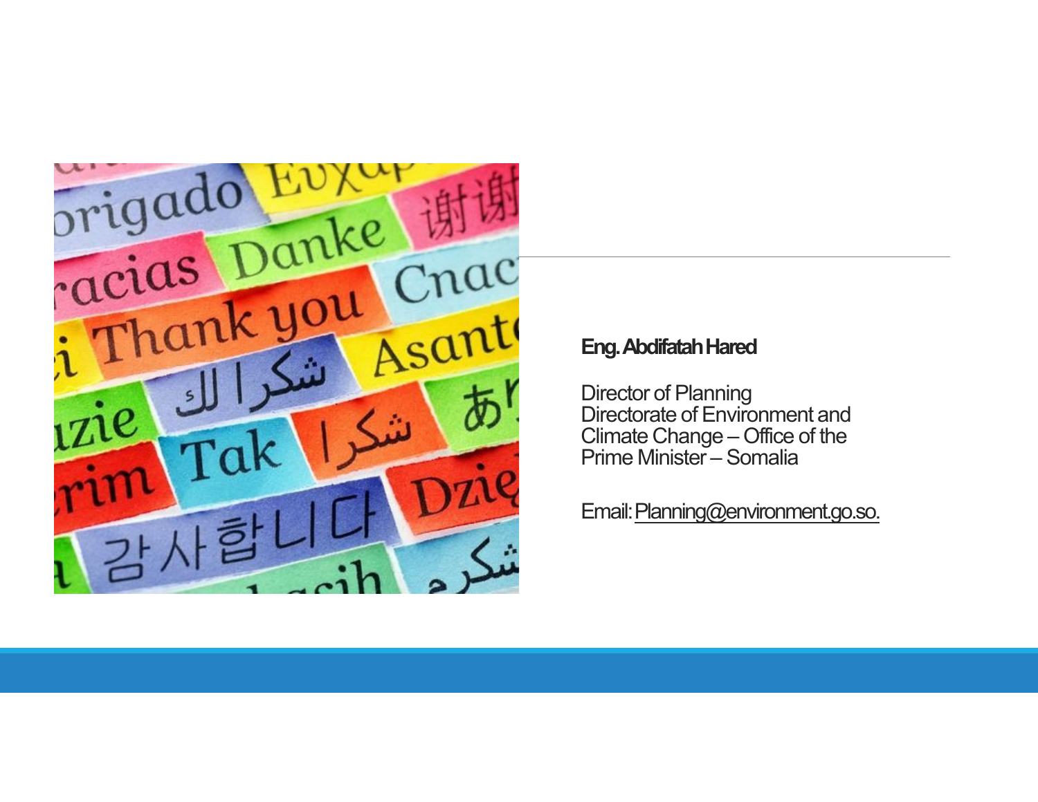**Eng. Abdifatah Hared**

Director of Planning
Directorate of Environment and Climate Change – Office of the Prime Minister – Somalia

Email: Planning@environment.go.so.